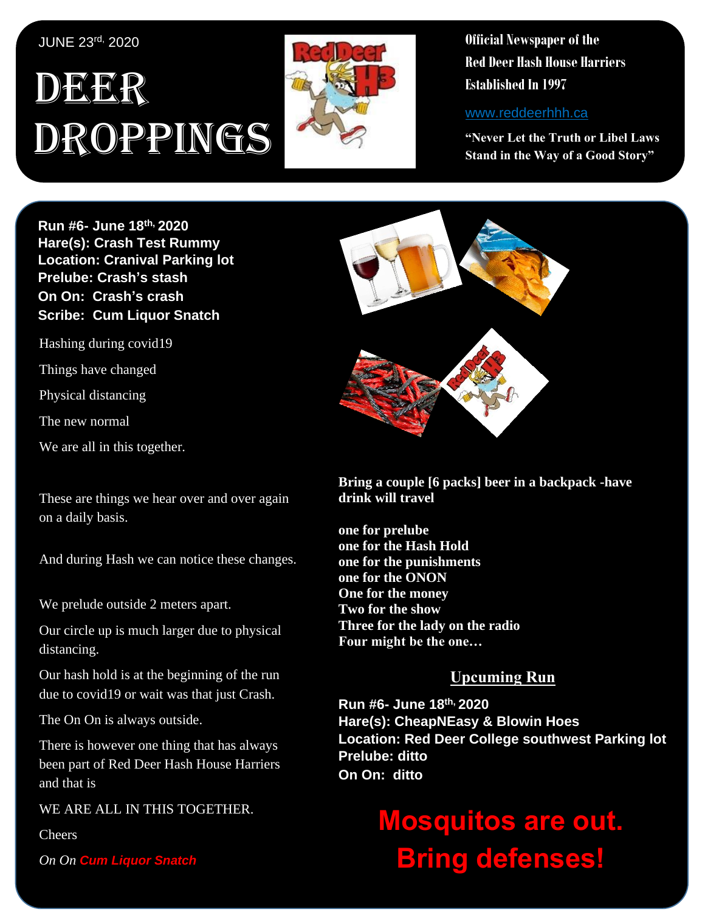JUNE 23rd, 2020

# DEER DROPPINGS

**Official Newspaper of the Red Deer Hash House Harriers Established In 1997**

www.reddeerhhh.ca

**"Never Let the Truth or Libel Laws Stand in the Way of a Good Story"**

**Run #6- June 18th, 2020**
**Hare(s): Crash Test Rummy**
**Location: Cranival Parking lot**
**Prelube: Crash's stash**
**On On: Crash's crash**
**Scribe: Cum Liquor Snatch**

Hashing during covid19

Things have changed

Physical distancing

The new normal

We are all in this together.

These are things we hear over and over again on a daily basis.

And during Hash we can notice these changes.

We prelude outside 2 meters apart.

Our circle up is much larger due to physical distancing.

Our hash hold is at the beginning of the run due to covid19 or wait was that just Crash.

The On On is always outside.

There is however one thing that has always been part of Red Deer Hash House Harriers and that is

WE ARE ALL IN THIS TOGETHER.

Cheers

*On On* ***Cum Liquor Snatch***

**Bring a couple [6 packs] beer in a backpack -have drink will travel**

**one for prelube**
**one for the Hash Hold**
**one for the punishments**
**one for the ONON**
**One for the money**
**Two for the show**
**Three for the lady on the radio**
**Four might be the one…**

## Upcuming Run

**Run #6- June 18th, 2020**
**Hare(s): CheapNEasy & Blowin Hoes**
**Location: Red Deer College southwest Parking lot**
**Prelube: ditto**
**On On: ditto**

**Mosquitos are out. Bring defenses!**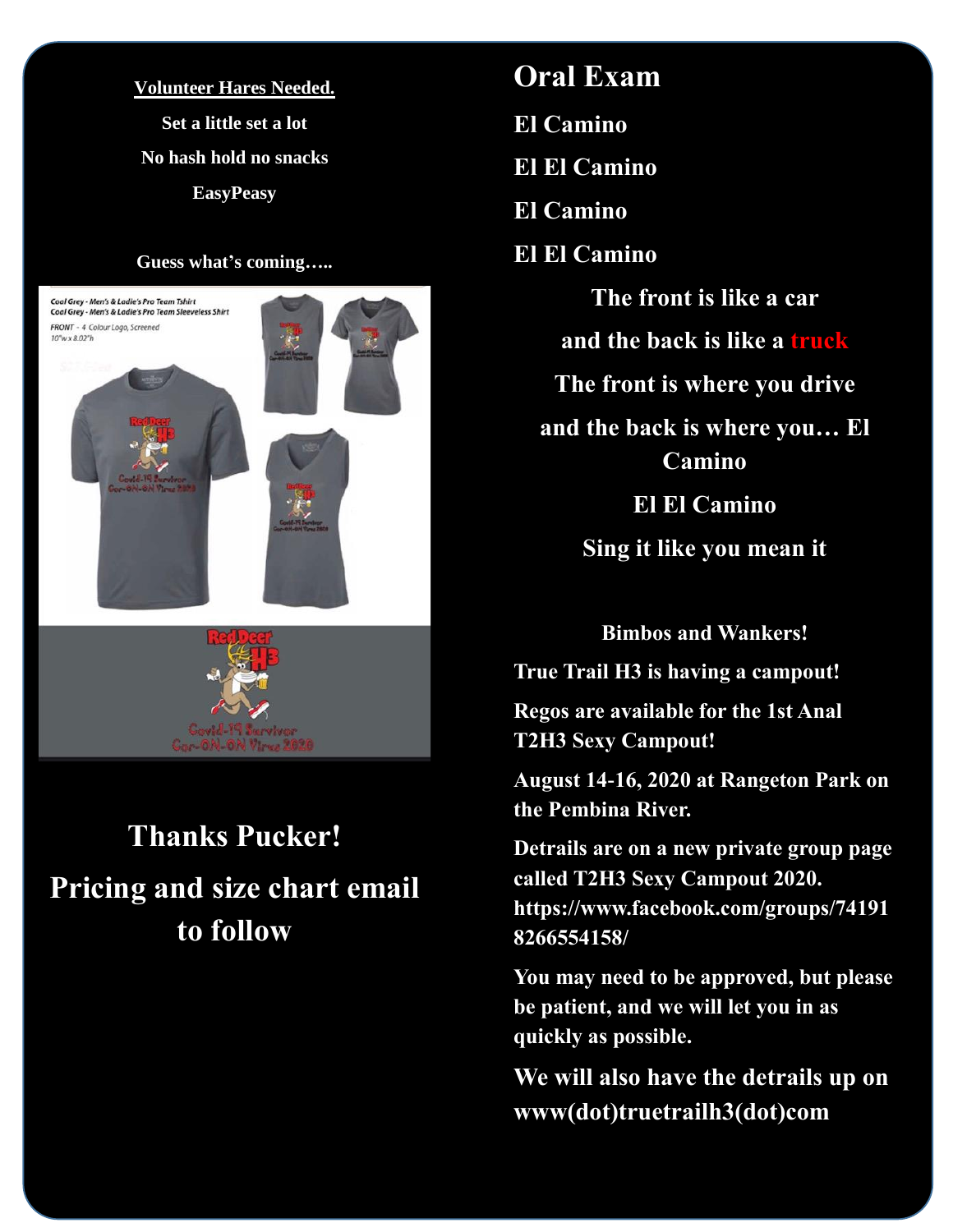**Volunteer Hares Needed.**

**Set a little set a lot**

**No hash hold no snacks**

**EasyPeasy**

**Guess what's coming…..**

# Thanks Pucker!

# Pricing and size chart email to follow

# Oral Exam

**El Camino**

**El El Camino**

**El Camino**

**El El Camino**

**The front is like a car**

**and the back is like a truck**

**The front is where you drive**

**and the back is where you… El Camino**

**El El Camino**

**Sing it like you mean it**

**Bimbos and Wankers!**

**True Trail H3 is having a campout!**

**Regos are available for the 1st Anal T2H3 Sexy Campout!**

**August 14-16, 2020 at Rangeton Park on the Pembina River.**

**Detrails are on a new private group page called T2H3 Sexy Campout 2020. https://www.facebook.com/groups/741918266554158/**

**You may need to be approved, but please be patient, and we will let you in as quickly as possible.**

**We will also have the detrails up on www(dot)truetrailh3(dot)com**